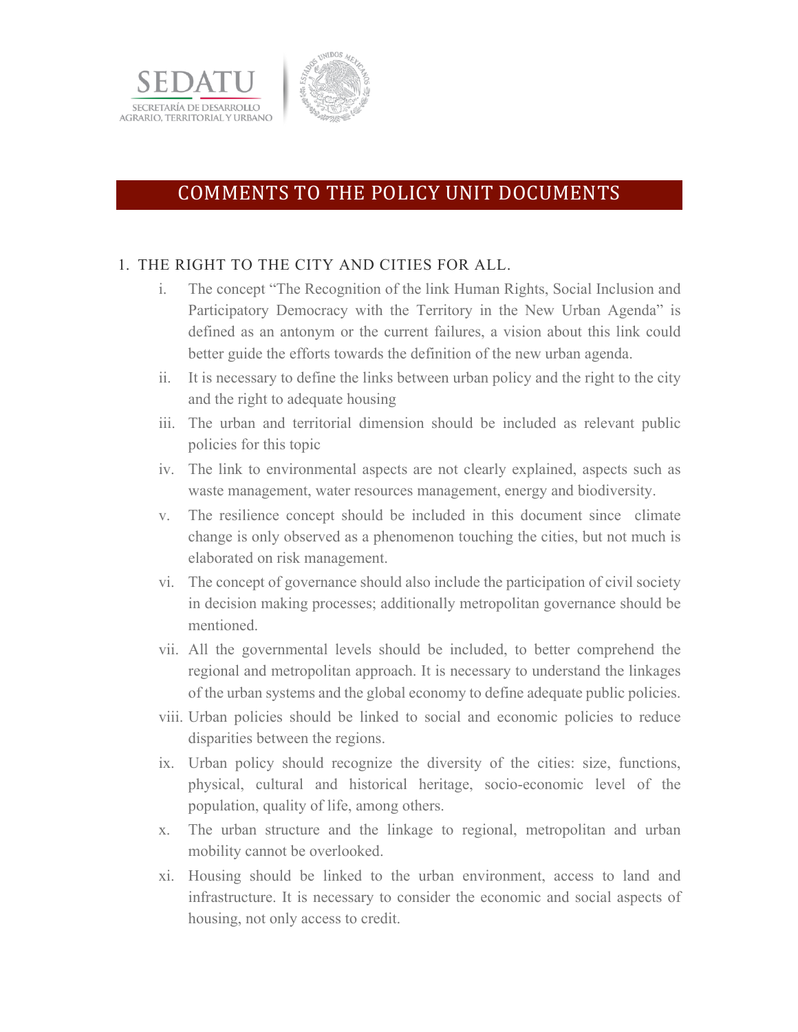SEDATU

SECRETARÍA DE DESARROLLO AGRARIO, TERRITORIAL Y URBANO

# COMMENTS TO THE POLICY UNIT DOCUMENTS

## 1. THE RIGHT TO THE CITY AND CITIES FOR ALL.

i. The concept "The Recognition of the link Human Rights, Social Inclusion and Participatory Democracy with the Territory in the New Urban Agenda" is defined as an antonym or the current failures, a vision about this link could better guide the efforts towards the definition of the new urban agenda.

ii. It is necessary to define the links between urban policy and the right to the city and the right to adequate housing

iii. The urban and territorial dimension should be included as relevant public policies for this topic

iv. The link to environmental aspects are not clearly explained, aspects such as waste management, water resources management, energy and biodiversity.

v. The resilience concept should be included in this document since climate change is only observed as a phenomenon touching the cities, but not much is elaborated on risk management.

vi. The concept of governance should also include the participation of civil society in decision making processes; additionally metropolitan governance should be mentioned.

vii. All the governmental levels should be included, to better comprehend the regional and metropolitan approach. It is necessary to understand the linkages of the urban systems and the global economy to define adequate public policies.

viii. Urban policies should be linked to social and economic policies to reduce disparities between the regions.

ix. Urban policy should recognize the diversity of the cities: size, functions, physical, cultural and historical heritage, socio-economic level of the population, quality of life, among others.

x. The urban structure and the linkage to regional, metropolitan and urban mobility cannot be overlooked.

xi. Housing should be linked to the urban environment, access to land and infrastructure. It is necessary to consider the economic and social aspects of housing, not only access to credit.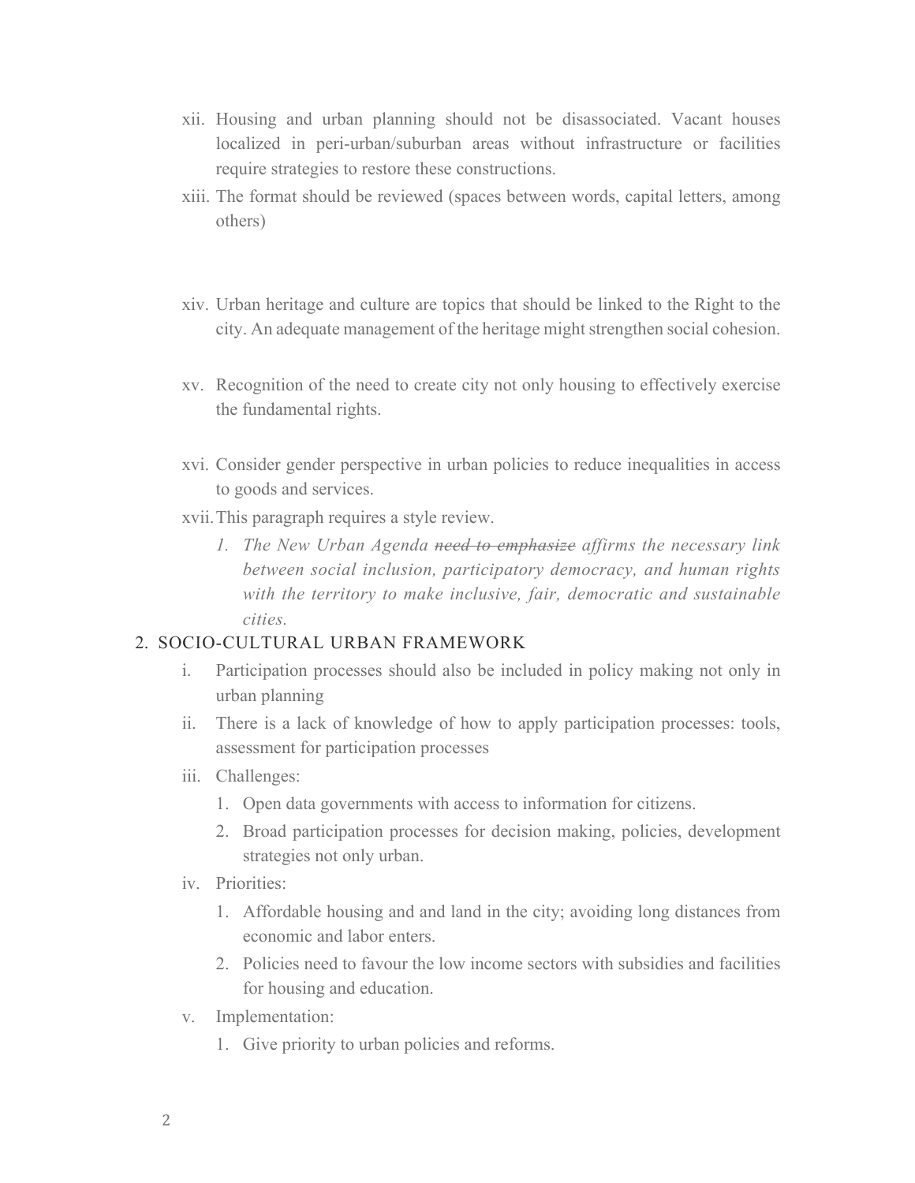xii. Housing and urban planning should not be disassociated. Vacant houses localized in peri-urban/suburban areas without infrastructure or facilities require strategies to restore these constructions.

xiii. The format should be reviewed (spaces between words, capital letters, among others)

xiv. Urban heritage and culture are topics that should be linked to the Right to the city. An adequate management of the heritage might strengthen social cohesion.

xv. Recognition of the need to create city not only housing to effectively exercise the fundamental rights.

xvi. Consider gender perspective in urban policies to reduce inequalities in access to goods and services.

xvii. This paragraph requires a style review.

   1. *The New Urban Agenda ~~need to emphasize~~ affirms the necessary link between social inclusion, participatory democracy, and human rights with the territory to make inclusive, fair, democratic and sustainable cities.*

## 2. SOCIO-CULTURAL URBAN FRAMEWORK

i. Participation processes should also be included in policy making not only in urban planning

ii. There is a lack of knowledge of how to apply participation processes: tools, assessment for participation processes

iii. Challenges:

   1. Open data governments with access to information for citizens.
   2. Broad participation processes for decision making, policies, development strategies not only urban.

iv. Priorities:

   1. Affordable housing and and land in the city; avoiding long distances from economic and labor enters.
   2. Policies need to favour the low income sectors with subsidies and facilities for housing and education.

v. Implementation:

   1. Give priority to urban policies and reforms.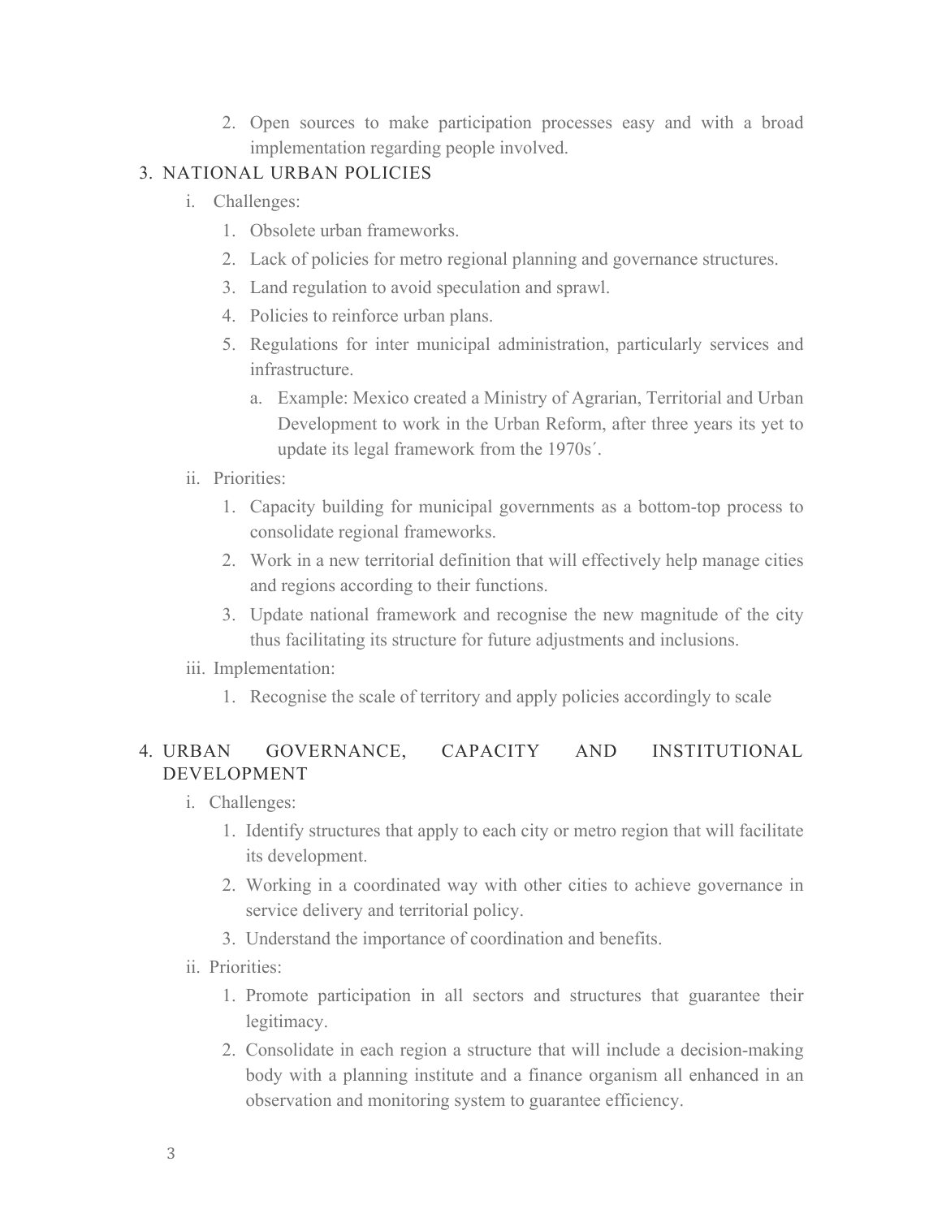2. Open sources to make participation processes easy and with a broad implementation regarding people involved.

3. NATIONAL URBAN POLICIES
   i. Challenges:
      1. Obsolete urban frameworks.
      2. Lack of policies for metro regional planning and governance structures.
      3. Land regulation to avoid speculation and sprawl.
      4. Policies to reinforce urban plans.
      5. Regulations for inter municipal administration, particularly services and infrastructure.
         a. Example: Mexico created a Ministry of Agrarian, Territorial and Urban Development to work in the Urban Reform, after three years its yet to update its legal framework from the 1970s´.
   ii. Priorities:
      1. Capacity building for municipal governments as a bottom-top process to consolidate regional frameworks.
      2. Work in a new territorial definition that will effectively help manage cities and regions according to their functions.
      3. Update national framework and recognise the new magnitude of the city thus facilitating its structure for future adjustments and inclusions.
   iii. Implementation:
      1. Recognise the scale of territory and apply policies accordingly to scale

4. URBAN GOVERNANCE, CAPACITY AND INSTITUTIONAL DEVELOPMENT
   i. Challenges:
      1. Identify structures that apply to each city or metro region that will facilitate its development.
      2. Working in a coordinated way with other cities to achieve governance in service delivery and territorial policy.
      3. Understand the importance of coordination and benefits.
   ii. Priorities:
      1. Promote participation in all sectors and structures that guarantee their legitimacy.
      2. Consolidate in each region a structure that will include a decision-making body with a planning institute and a finance organism all enhanced in an observation and monitoring system to guarantee efficiency.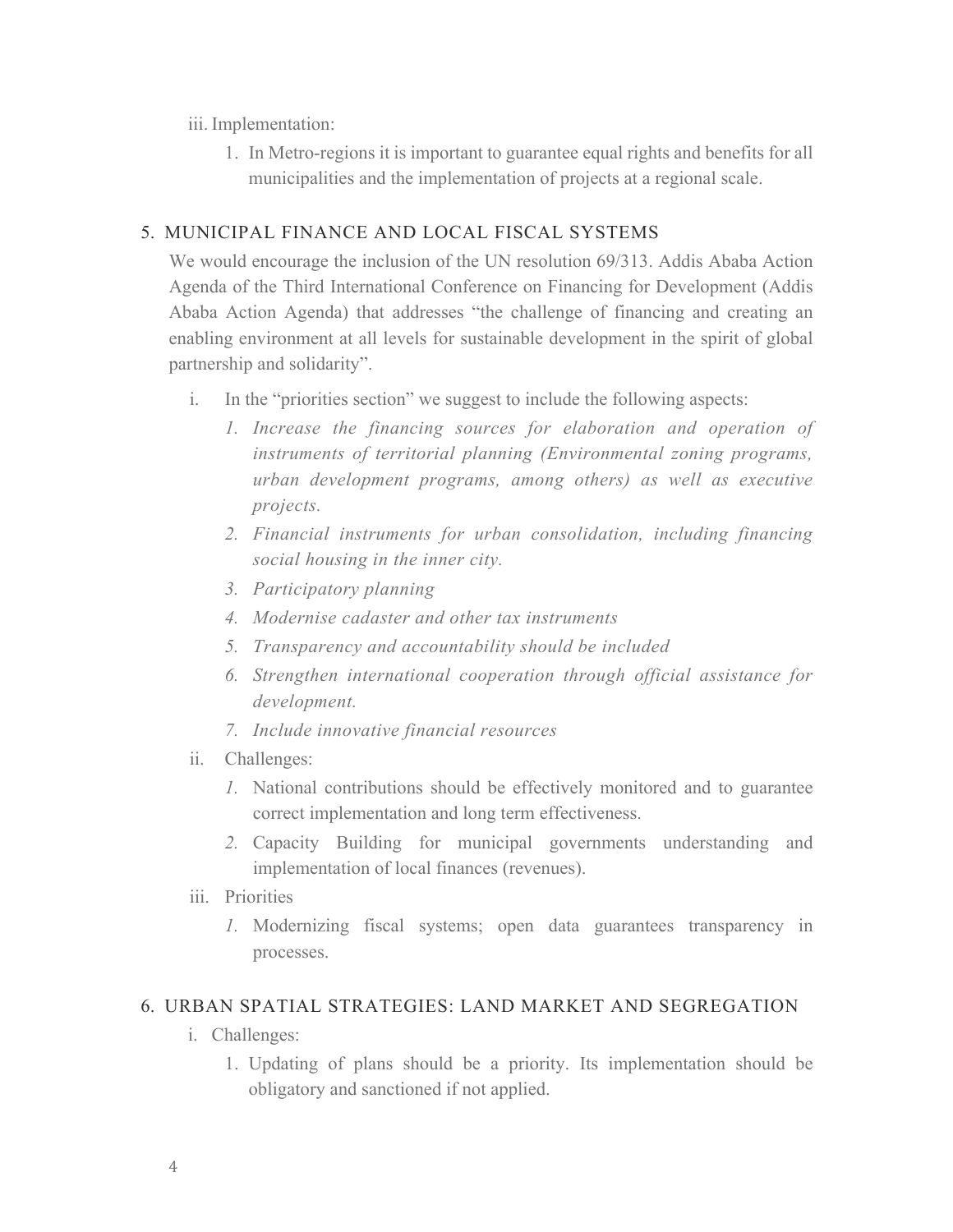iii. Implementation:

1. In Metro-regions it is important to guarantee equal rights and benefits for all municipalities and the implementation of projects at a regional scale.

## 5. MUNICIPAL FINANCE AND LOCAL FISCAL SYSTEMS

We would encourage the inclusion of the UN resolution 69/313. Addis Ababa Action Agenda of the Third International Conference on Financing for Development (Addis Ababa Action Agenda) that addresses "the challenge of financing and creating an enabling environment at all levels for sustainable development in the spirit of global partnership and solidarity".

i. In the "priorities section" we suggest to include the following aspects:

1. *Increase the financing sources for elaboration and operation of instruments of territorial planning (Environmental zoning programs, urban development programs, among others) as well as executive projects.*
2. *Financial instruments for urban consolidation, including financing social housing in the inner city.*
3. *Participatory planning*
4. *Modernise cadaster and other tax instruments*
5. *Transparency and accountability should be included*
6. *Strengthen international cooperation through official assistance for development.*
7. *Include innovative financial resources*

ii. Challenges:

1. National contributions should be effectively monitored and to guarantee correct implementation and long term effectiveness.
2. Capacity Building for municipal governments understanding and implementation of local finances (revenues).

iii. Priorities

1. Modernizing fiscal systems; open data guarantees transparency in processes.

## 6. URBAN SPATIAL STRATEGIES: LAND MARKET AND SEGREGATION

i. Challenges:

1. Updating of plans should be a priority. Its implementation should be obligatory and sanctioned if not applied.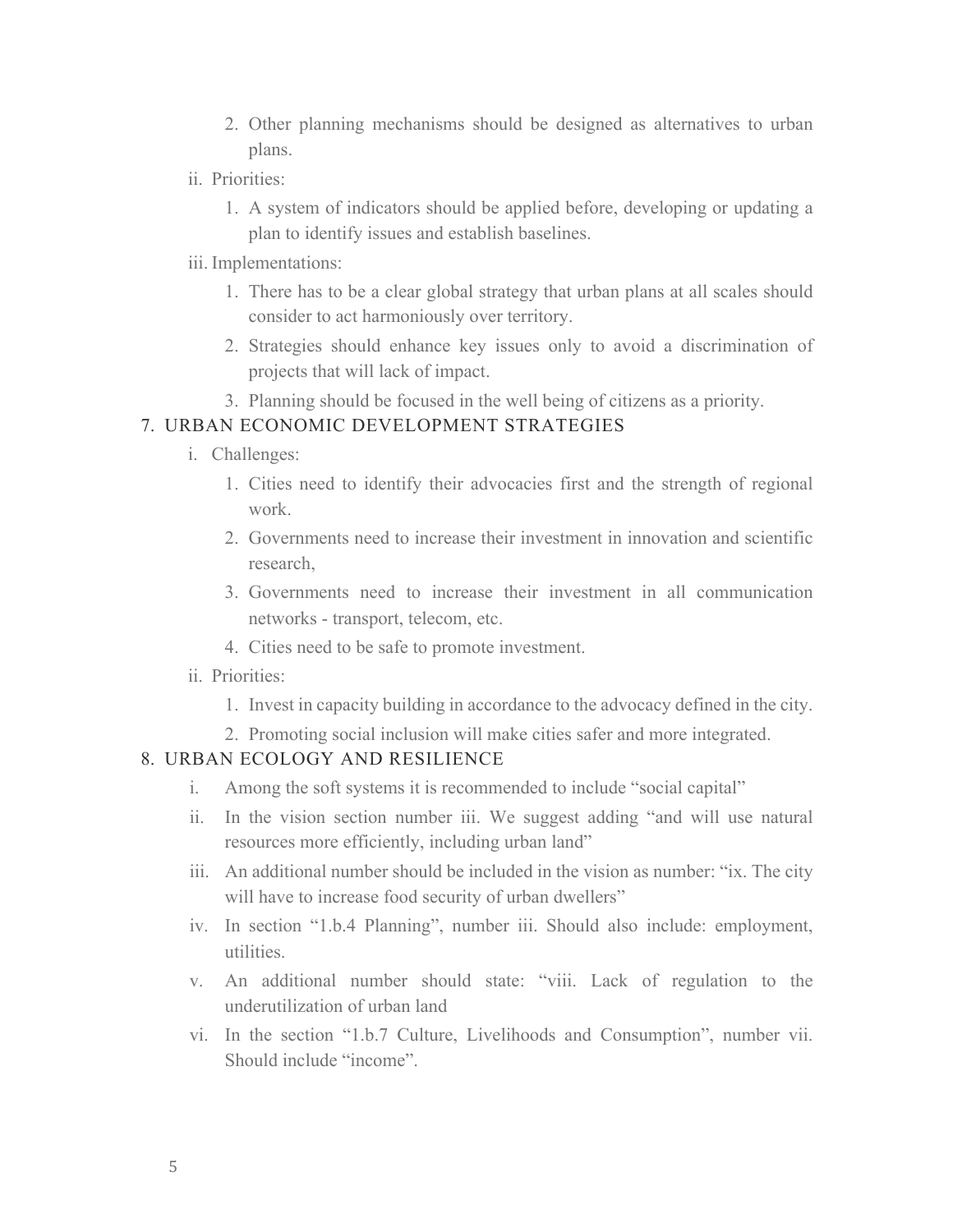2. Other planning mechanisms should be designed as alternatives to urban plans.

ii. Priorities:

   1. A system of indicators should be applied before, developing or updating a plan to identify issues and establish baselines.

iii. Implementations:

   1. There has to be a clear global strategy that urban plans at all scales should consider to act harmoniously over territory.
   2. Strategies should enhance key issues only to avoid a discrimination of projects that will lack of impact.
   3. Planning should be focused in the well being of citizens as a priority.

7. URBAN ECONOMIC DEVELOPMENT STRATEGIES

   i. Challenges:

      1. Cities need to identify their advocacies first and the strength of regional work.
      2. Governments need to increase their investment in innovation and scientific research,
      3. Governments need to increase their investment in all communication networks - transport, telecom, etc.
      4. Cities need to be safe to promote investment.

   ii. Priorities:

      1. Invest in capacity building in accordance to the advocacy defined in the city.
      2. Promoting social inclusion will make cities safer and more integrated.

8. URBAN ECOLOGY AND RESILIENCE

   i. Among the soft systems it is recommended to include "social capital"
   ii. In the vision section number iii. We suggest adding "and will use natural resources more efficiently, including urban land"
   iii. An additional number should be included in the vision as number: "ix. The city will have to increase food security of urban dwellers"
   iv. In section "1.b.4 Planning", number iii. Should also include: employment, utilities.
   v. An additional number should state: "viii. Lack of regulation to the underutilization of urban land
   vi. In the section "1.b.7 Culture, Livelihoods and Consumption", number vii. Should include "income".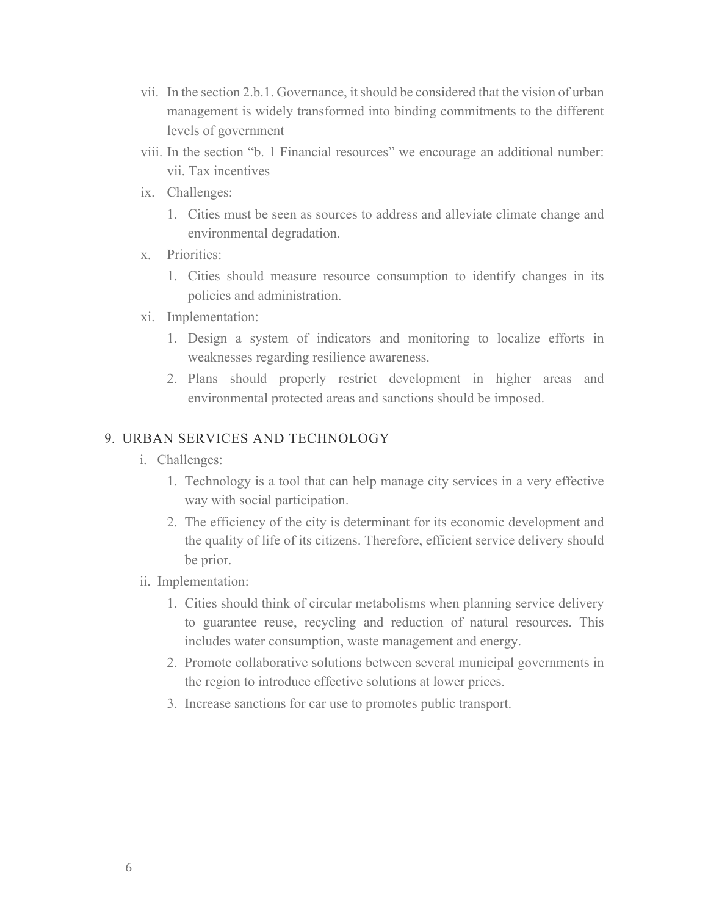vii. In the section 2.b.1. Governance, it should be considered that the vision of urban management is widely transformed into binding commitments to the different levels of government

viii. In the section "b. 1 Financial resources" we encourage an additional number: vii. Tax incentives

ix. Challenges:

   1. Cities must be seen as sources to address and alleviate climate change and environmental degradation.

x. Priorities:

   1. Cities should measure resource consumption to identify changes in its policies and administration.

xi. Implementation:

   1. Design a system of indicators and monitoring to localize efforts in weaknesses regarding resilience awareness.
   2. Plans should properly restrict development in higher areas and environmental protected areas and sanctions should be imposed.

## 9. URBAN SERVICES AND TECHNOLOGY

i. Challenges:

   1. Technology is a tool that can help manage city services in a very effective way with social participation.
   2. The efficiency of the city is determinant for its economic development and the quality of life of its citizens. Therefore, efficient service delivery should be prior.

ii. Implementation:

   1. Cities should think of circular metabolisms when planning service delivery to guarantee reuse, recycling and reduction of natural resources. This includes water consumption, waste management and energy.
   2. Promote collaborative solutions between several municipal governments in the region to introduce effective solutions at lower prices.
   3. Increase sanctions for car use to promotes public transport.